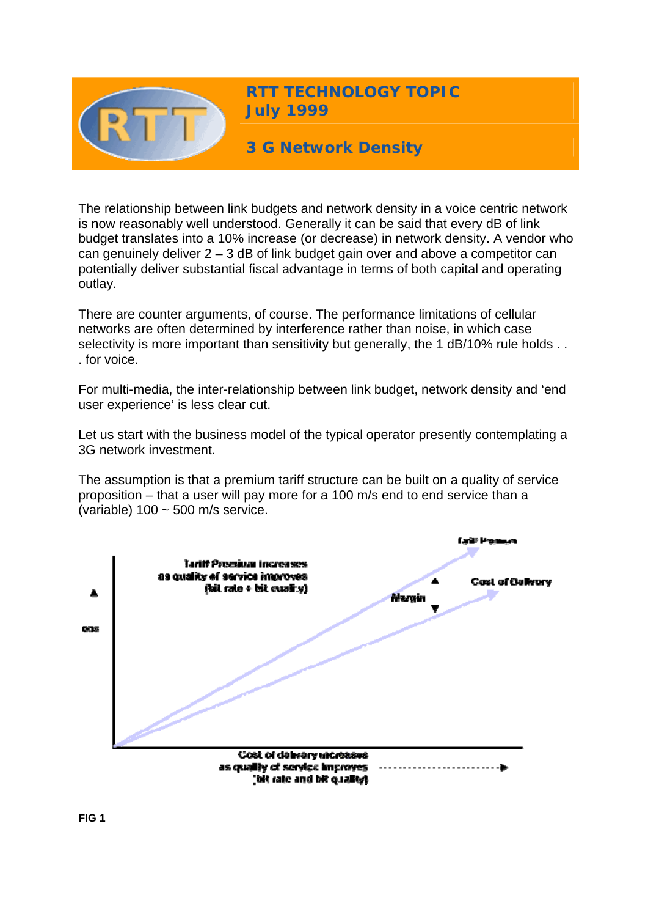# RTT TECHNOLOGY TOPIC
## July 1999

## 3 G Network Density

The relationship between link budgets and network density in a voice centric network is now reasonably well understood. Generally it can be said that every dB of link budget translates into a 10% increase (or decrease) in network density. A vendor who can genuinely deliver 2 – 3 dB of link budget gain over and above a competitor can potentially deliver substantial fiscal advantage in terms of both capital and operating outlay.

There are counter arguments, of course. The performance limitations of cellular networks are often determined by interference rather than noise, in which case selectivity is more important than sensitivity but generally, the 1 dB/10% rule holds . . . for voice.

For multi-media, the inter-relationship between link budget, network density and 'end user experience' is less clear cut.

Let us start with the business model of the typical operator presently contemplating a 3G network investment.

The assumption is that a premium tariff structure can be built on a quality of service proposition – that a user will pay more for a 100 m/s end to end service than a (variable) 100 ~ 500 m/s service.

Tariff Premium increases as quality of service improves (bit rate + bit quality)

Tariff Premium

Cost of Delivery

Margin

QOS

Cost of delivery increases as quality of service improves (bit rate and bit quality)

**FIG 1**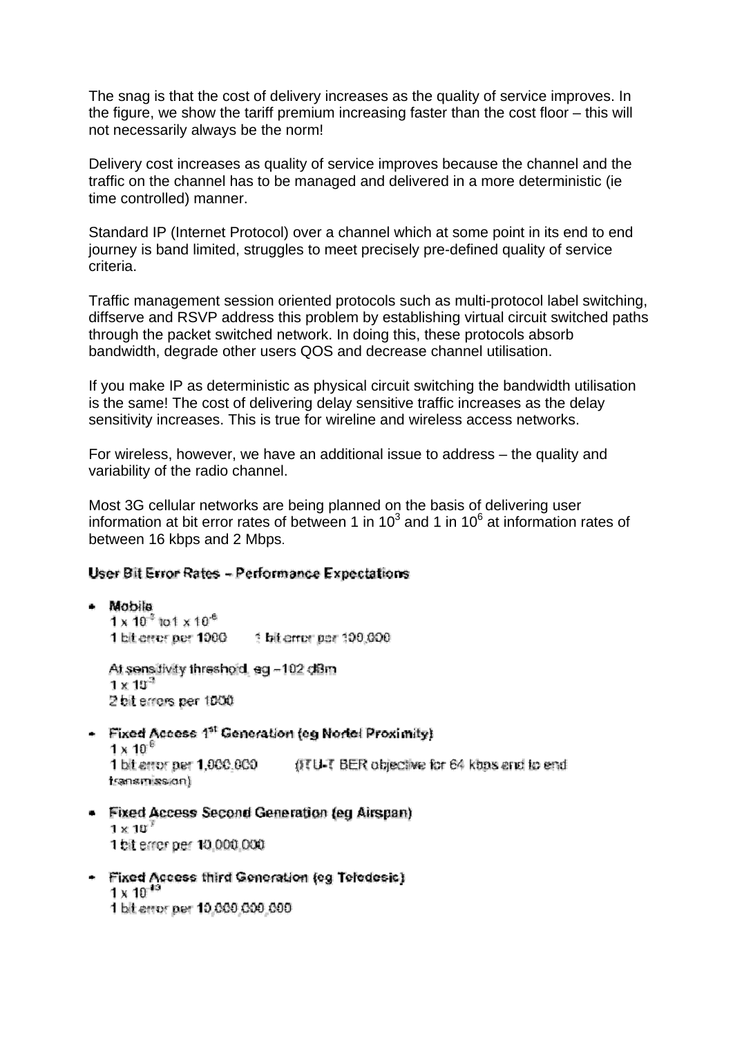The snag is that the cost of delivery increases as the quality of service improves. In the figure, we show the tariff premium increasing faster than the cost floor – this will not necessarily always be the norm!

Delivery cost increases as quality of service improves because the channel and the traffic on the channel has to be managed and delivered in a more deterministic (ie time controlled) manner.

Standard IP (Internet Protocol) over a channel which at some point in its end to end journey is band limited, struggles to meet precisely pre-defined quality of service criteria.

Traffic management session oriented protocols such as multi-protocol label switching, diffserve and RSVP address this problem by establishing virtual circuit switched paths through the packet switched network. In doing this, these protocols absorb bandwidth, degrade other users QOS and decrease channel utilisation.

If you make IP as deterministic as physical circuit switching the bandwidth utilisation is the same! The cost of delivering delay sensitive traffic increases as the delay sensitivity increases. This is true for wireline and wireless access networks.

For wireless, however, we have an additional issue to address – the quality and variability of the radio channel.

Most 3G cellular networks are being planned on the basis of delivering user information at bit error rates of between 1 in $10^3$ and 1 in $10^6$ at information rates of between 16 kbps and 2 Mbps.

**User Bit Error Rates – Performance Expectations**

- **Mobile**
  $1 \times 10^{-3}$ to $1 \times 10^{-6}$
  1 bit error per 1000 &nbsp;&nbsp;&nbsp; 1 bit error per 100,000

  At sensitivity threshold, eg –102 dBm
  $1 \times 10^{-3}$
  2 bit errors per 1000

- **Fixed Access 1st Generation (eg Nortel Proximity)**
  $1 \times 10^{-6}$
  1 bit error per 1,000,000 &nbsp;&nbsp;&nbsp; (ITU-T BER objective for 64 kbps end to end transmission)

- **Fixed Access Second Generation (eg Airspan)**
  $1 \times 10^{-7}$
  1 bit error per 10,000,000

- **Fixed Access third Generation (eg Teledesic)**
  $1 \times 10^{-10}$
  1 bit error per 10,000,000,000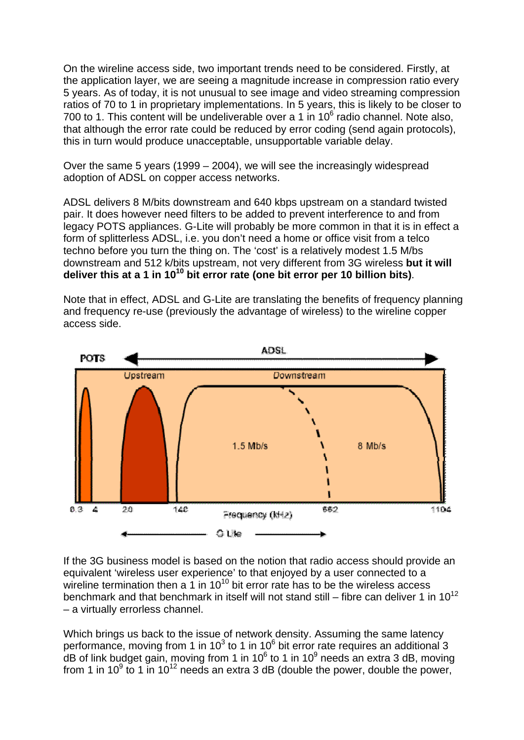On the wireline access side, two important trends need to be considered. Firstly, at the application layer, we are seeing a magnitude increase in compression ratio every 5 years. As of today, it is not unusual to see image and video streaming compression ratios of 70 to 1 in proprietary implementations. In 5 years, this is likely to be closer to 700 to 1. This content will be undeliverable over a 1 in $10^6$ radio channel. Note also, that although the error rate could be reduced by error coding (send again protocols), this in turn would produce unacceptable, unsupportable variable delay.

Over the same 5 years (1999 – 2004), we will see the increasingly widespread adoption of ADSL on copper access networks.

ADSL delivers 8 M/bits downstream and 640 kbps upstream on a standard twisted pair. It does however need filters to be added to prevent interference to and from legacy POTS appliances. G-Lite will probably be more common in that it is in effect a form of splitterless ADSL, i.e. you don't need a home or office visit from a telco techno before you turn the thing on. The 'cost' is a relatively modest 1.5 M/bs downstream and 512 k/bits upstream, not very different from 3G wireless **but it will deliver this at a 1 in $10^{10}$ bit error rate (one bit error per 10 billion bits)**.

Note that in effect, ADSL and G-Lite are translating the benefits of frequency planning and frequency re-use (previously the advantage of wireless) to the wireline copper access side.

If the 3G business model is based on the notion that radio access should provide an equivalent 'wireless user experience' to that enjoyed by a user connected to a wireline termination then a 1 in $10^{10}$ bit error rate has to be the wireless access benchmark and that benchmark in itself will not stand still – fibre can deliver 1 in $10^{12}$ – a virtually errorless channel.

Which brings us back to the issue of network density. Assuming the same latency performance, moving from 1 in $10^3$ to 1 in $10^6$ bit error rate requires an additional 3 dB of link budget gain, moving from 1 in $10^6$ to 1 in $10^9$ needs an extra 3 dB, moving from 1 in $10^9$ to 1 in $10^{12}$ needs an extra 3 dB (double the power, double the power,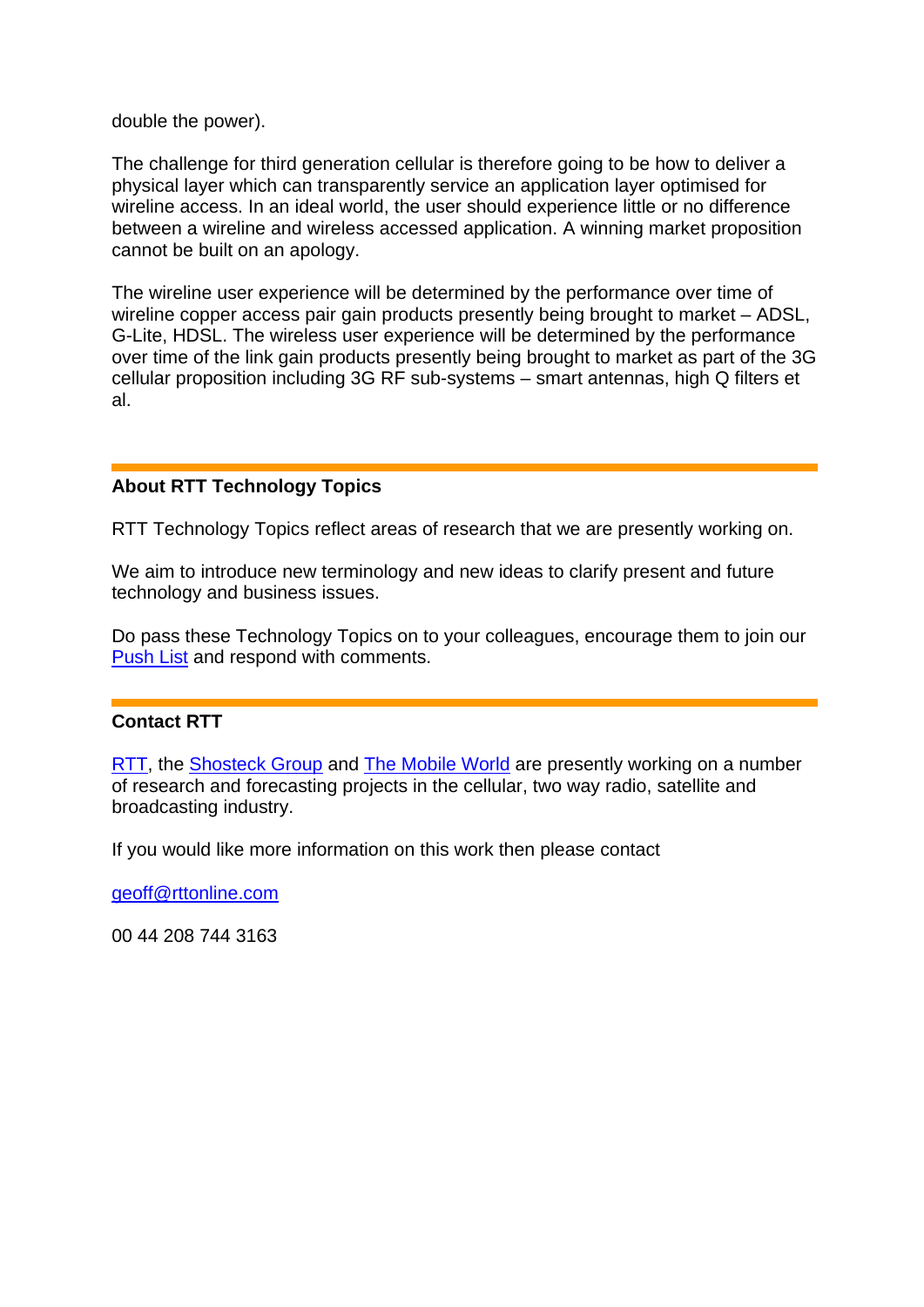double the power).

The challenge for third generation cellular is therefore going to be how to deliver a physical layer which can transparently service an application layer optimised for wireline access. In an ideal world, the user should experience little or no difference between a wireline and wireless accessed application. A winning market proposition cannot be built on an apology.

The wireline user experience will be determined by the performance over time of wireline copper access pair gain products presently being brought to market – ADSL, G-Lite, HDSL. The wireless user experience will be determined by the performance over time of the link gain products presently being brought to market as part of the 3G cellular proposition including 3G RF sub-systems – smart antennas, high Q filters et al.

## About RTT Technology Topics

RTT Technology Topics reflect areas of research that we are presently working on.

We aim to introduce new terminology and new ideas to clarify present and future technology and business issues.

Do pass these Technology Topics on to your colleagues, encourage them to join our Push List and respond with comments.

## Contact RTT

RTT, the Shosteck Group and The Mobile World are presently working on a number of research and forecasting projects in the cellular, two way radio, satellite and broadcasting industry.

If you would like more information on this work then please contact

geoff@rttonline.com

00 44 208 744 3163